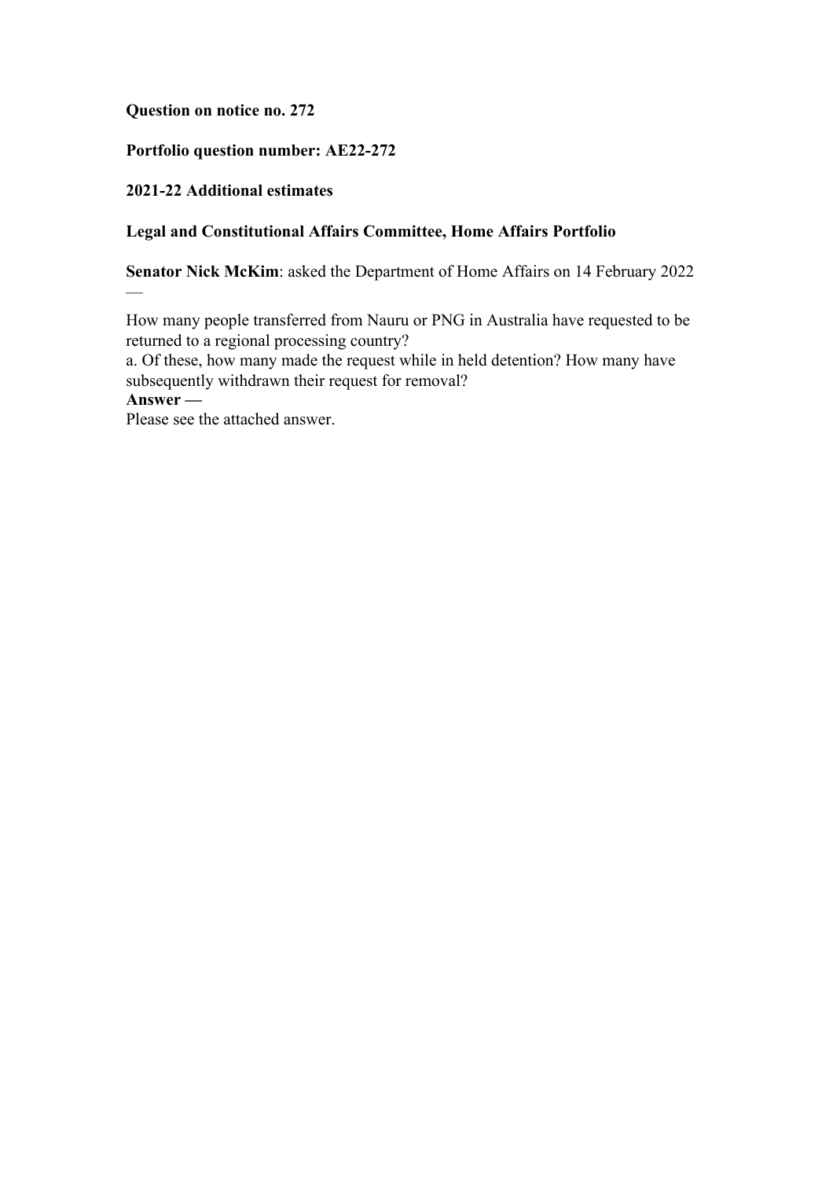**Question on notice no. 272**

**Portfolio question number: AE22-272**

**2021-22 Additional estimates**

**Legal and Constitutional Affairs Committee, Home Affairs Portfolio**

**Senator Nick McKim**: asked the Department of Home Affairs on 14 February 2022 —

How many people transferred from Nauru or PNG in Australia have requested to be returned to a regional processing country?
a. Of these, how many made the request while in held detention? How many have subsequently withdrawn their request for removal?

**Answer —**

Please see the attached answer.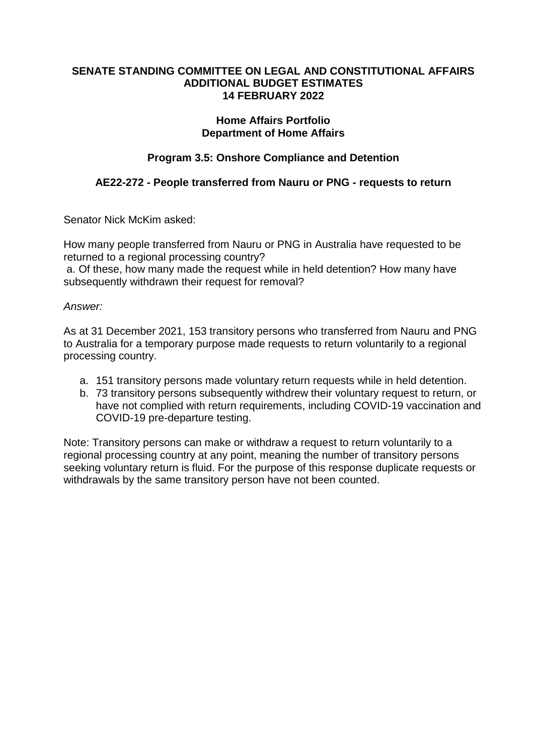**SENATE STANDING COMMITTEE ON LEGAL AND CONSTITUTIONAL AFFAIRS**
**ADDITIONAL BUDGET ESTIMATES**
**14 FEBRUARY 2022**

**Home Affairs Portfolio**
**Department of Home Affairs**

**Program 3.5: Onshore Compliance and Detention**

**AE22-272 - People transferred from Nauru or PNG - requests to return**

Senator Nick McKim asked:

How many people transferred from Nauru or PNG in Australia have requested to be returned to a regional processing country?
a. Of these, how many made the request while in held detention? How many have subsequently withdrawn their request for removal?

*Answer:*

As at 31 December 2021, 153 transitory persons who transferred from Nauru and PNG to Australia for a temporary purpose made requests to return voluntarily to a regional processing country.

a. 151 transitory persons made voluntary return requests while in held detention.
b. 73 transitory persons subsequently withdrew their voluntary request to return, or have not complied with return requirements, including COVID-19 vaccination and COVID-19 pre-departure testing.

Note: Transitory persons can make or withdraw a request to return voluntarily to a regional processing country at any point, meaning the number of transitory persons seeking voluntary return is fluid. For the purpose of this response duplicate requests or withdrawals by the same transitory person have not been counted.